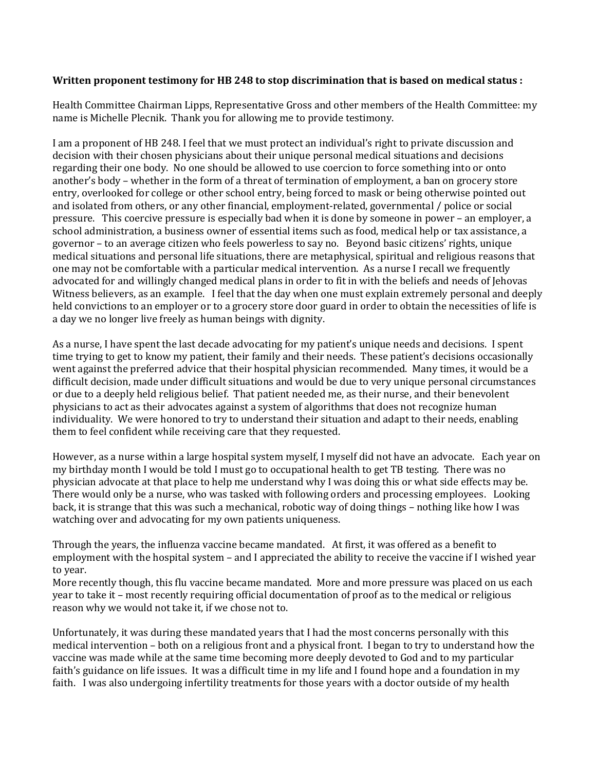**Written proponent testimony for HB 248 to stop discrimination that is based on medical status :**

Health Committee Chairman Lipps, Representative Gross and other members of the Health Committee: my name is Michelle Plecnik. Thank you for allowing me to provide testimony.

I am a proponent of HB 248. I feel that we must protect an individual's right to private discussion and decision with their chosen physicians about their unique personal medical situations and decisions regarding their one body. No one should be allowed to use coercion to force something into or onto another's body – whether in the form of a threat of termination of employment, a ban on grocery store entry, overlooked for college or other school entry, being forced to mask or being otherwise pointed out and isolated from others, or any other financial, employment-related, governmental / police or social pressure. This coercive pressure is especially bad when it is done by someone in power – an employer, a school administration, a business owner of essential items such as food, medical help or tax assistance, a governor – to an average citizen who feels powerless to say no. Beyond basic citizens' rights, unique medical situations and personal life situations, there are metaphysical, spiritual and religious reasons that one may not be comfortable with a particular medical intervention. As a nurse I recall we frequently advocated for and willingly changed medical plans in order to fit in with the beliefs and needs of Jehovas Witness believers, as an example. I feel that the day when one must explain extremely personal and deeply held convictions to an employer or to a grocery store door guard in order to obtain the necessities of life is a day we no longer live freely as human beings with dignity.

As a nurse, I have spent the last decade advocating for my patient's unique needs and decisions. I spent time trying to get to know my patient, their family and their needs. These patient's decisions occasionally went against the preferred advice that their hospital physician recommended. Many times, it would be a difficult decision, made under difficult situations and would be due to very unique personal circumstances or due to a deeply held religious belief. That patient needed me, as their nurse, and their benevolent physicians to act as their advocates against a system of algorithms that does not recognize human individuality. We were honored to try to understand their situation and adapt to their needs, enabling them to feel confident while receiving care that they requested.

However, as a nurse within a large hospital system myself, I myself did not have an advocate. Each year on my birthday month I would be told I must go to occupational health to get TB testing. There was no physician advocate at that place to help me understand why I was doing this or what side effects may be. There would only be a nurse, who was tasked with following orders and processing employees. Looking back, it is strange that this was such a mechanical, robotic way of doing things – nothing like how I was watching over and advocating for my own patients uniqueness.

Through the years, the influenza vaccine became mandated. At first, it was offered as a benefit to employment with the hospital system – and I appreciated the ability to receive the vaccine if I wished year to year.
More recently though, this flu vaccine became mandated. More and more pressure was placed on us each year to take it – most recently requiring official documentation of proof as to the medical or religious reason why we would not take it, if we chose not to.

Unfortunately, it was during these mandated years that I had the most concerns personally with this medical intervention – both on a religious front and a physical front. I began to try to understand how the vaccine was made while at the same time becoming more deeply devoted to God and to my particular faith's guidance on life issues. It was a difficult time in my life and I found hope and a foundation in my faith. I was also undergoing infertility treatments for those years with a doctor outside of my health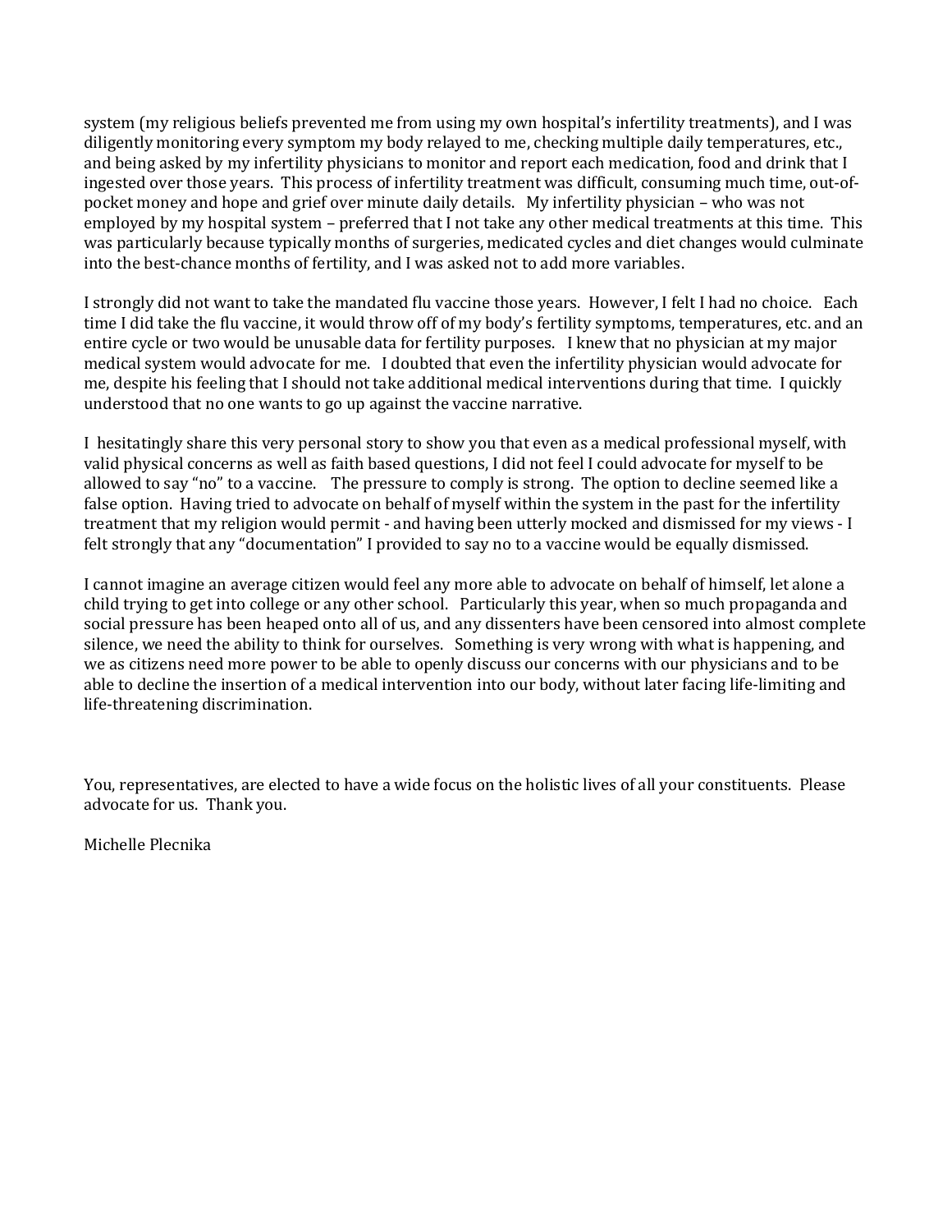system (my religious beliefs prevented me from using my own hospital's infertility treatments), and I was diligently monitoring every symptom my body relayed to me, checking multiple daily temperatures, etc., and being asked by my infertility physicians to monitor and report each medication, food and drink that I ingested over those years. This process of infertility treatment was difficult, consuming much time, out-of-pocket money and hope and grief over minute daily details. My infertility physician – who was not employed by my hospital system – preferred that I not take any other medical treatments at this time. This was particularly because typically months of surgeries, medicated cycles and diet changes would culminate into the best-chance months of fertility, and I was asked not to add more variables.

I strongly did not want to take the mandated flu vaccine those years. However, I felt I had no choice. Each time I did take the flu vaccine, it would throw off of my body's fertility symptoms, temperatures, etc. and an entire cycle or two would be unusable data for fertility purposes. I knew that no physician at my major medical system would advocate for me. I doubted that even the infertility physician would advocate for me, despite his feeling that I should not take additional medical interventions during that time. I quickly understood that no one wants to go up against the vaccine narrative.

I hesitatingly share this very personal story to show you that even as a medical professional myself, with valid physical concerns as well as faith based questions, I did not feel I could advocate for myself to be allowed to say "no" to a vaccine. The pressure to comply is strong. The option to decline seemed like a false option. Having tried to advocate on behalf of myself within the system in the past for the infertility treatment that my religion would permit - and having been utterly mocked and dismissed for my views - I felt strongly that any "documentation" I provided to say no to a vaccine would be equally dismissed.

I cannot imagine an average citizen would feel any more able to advocate on behalf of himself, let alone a child trying to get into college or any other school. Particularly this year, when so much propaganda and social pressure has been heaped onto all of us, and any dissenters have been censored into almost complete silence, we need the ability to think for ourselves. Something is very wrong with what is happening, and we as citizens need more power to be able to openly discuss our concerns with our physicians and to be able to decline the insertion of a medical intervention into our body, without later facing life-limiting and life-threatening discrimination.

You, representatives, are elected to have a wide focus on the holistic lives of all your constituents. Please advocate for us. Thank you.

Michelle Plecnika